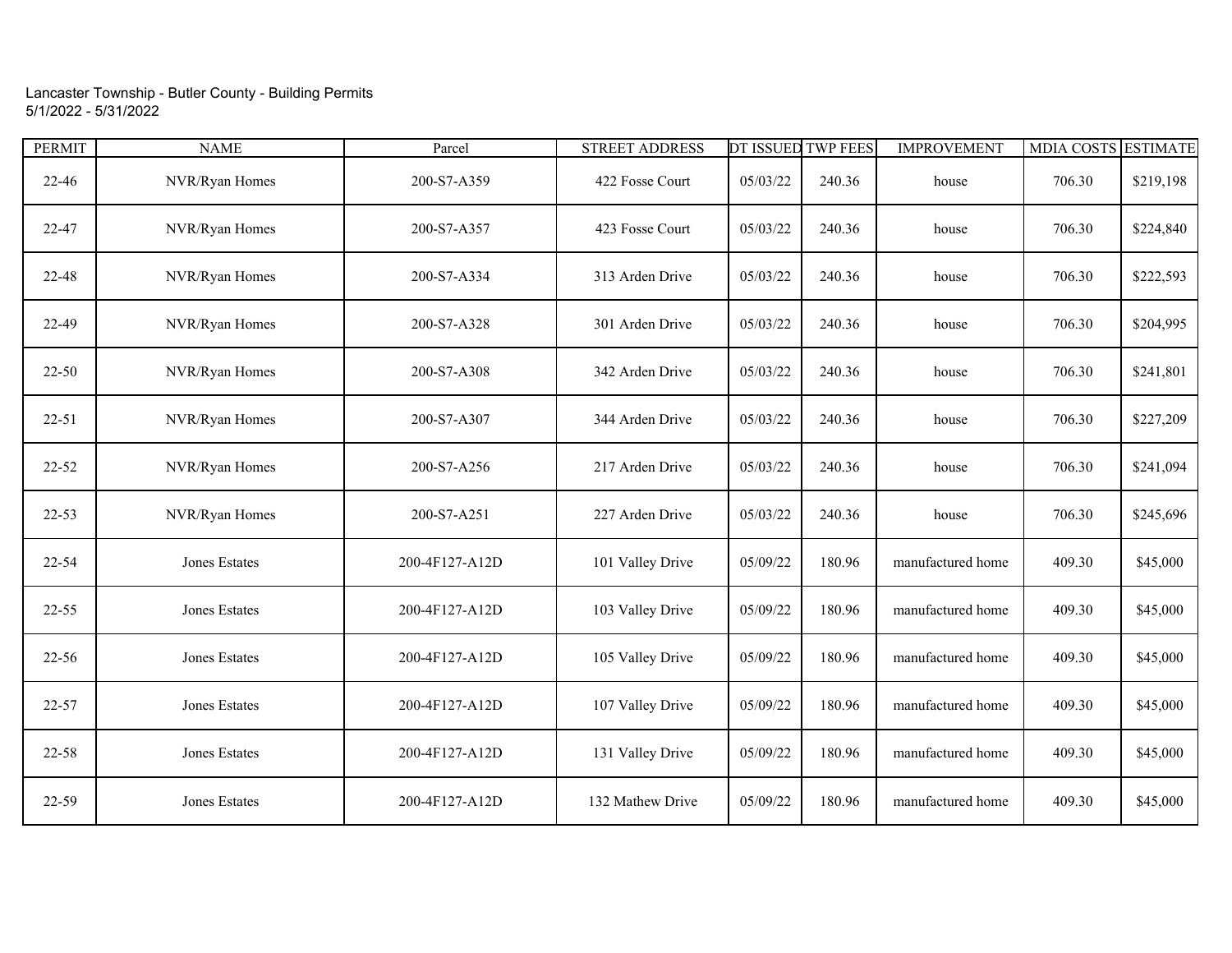Lancaster Township - Butler County - Building Permits
5/1/2022 - 5/31/2022

| PERMIT | NAME | Parcel | STREET ADDRESS | DT ISSUED | TWP FEES | IMPROVEMENT | MDIA COSTS | ESTIMATE |
|---|---|---|---|---|---|---|---|---|
| 22-46 | NVR/Ryan Homes | 200-S7-A359 | 422 Fosse Court | 05/03/22 | 240.36 | house | 706.30 | $219,198 |
| 22-47 | NVR/Ryan Homes | 200-S7-A357 | 423 Fosse Court | 05/03/22 | 240.36 | house | 706.30 | $224,840 |
| 22-48 | NVR/Ryan Homes | 200-S7-A334 | 313 Arden Drive | 05/03/22 | 240.36 | house | 706.30 | $222,593 |
| 22-49 | NVR/Ryan Homes | 200-S7-A328 | 301 Arden Drive | 05/03/22 | 240.36 | house | 706.30 | $204,995 |
| 22-50 | NVR/Ryan Homes | 200-S7-A308 | 342 Arden Drive | 05/03/22 | 240.36 | house | 706.30 | $241,801 |
| 22-51 | NVR/Ryan Homes | 200-S7-A307 | 344 Arden Drive | 05/03/22 | 240.36 | house | 706.30 | $227,209 |
| 22-52 | NVR/Ryan Homes | 200-S7-A256 | 217 Arden Drive | 05/03/22 | 240.36 | house | 706.30 | $241,094 |
| 22-53 | NVR/Ryan Homes | 200-S7-A251 | 227 Arden Drive | 05/03/22 | 240.36 | house | 706.30 | $245,696 |
| 22-54 | Jones Estates | 200-4F127-A12D | 101 Valley Drive | 05/09/22 | 180.96 | manufactured home | 409.30 | $45,000 |
| 22-55 | Jones Estates | 200-4F127-A12D | 103 Valley Drive | 05/09/22 | 180.96 | manufactured home | 409.30 | $45,000 |
| 22-56 | Jones Estates | 200-4F127-A12D | 105 Valley Drive | 05/09/22 | 180.96 | manufactured home | 409.30 | $45,000 |
| 22-57 | Jones Estates | 200-4F127-A12D | 107 Valley Drive | 05/09/22 | 180.96 | manufactured home | 409.30 | $45,000 |
| 22-58 | Jones Estates | 200-4F127-A12D | 131 Valley Drive | 05/09/22 | 180.96 | manufactured home | 409.30 | $45,000 |
| 22-59 | Jones Estates | 200-4F127-A12D | 132 Mathew Drive | 05/09/22 | 180.96 | manufactured home | 409.30 | $45,000 |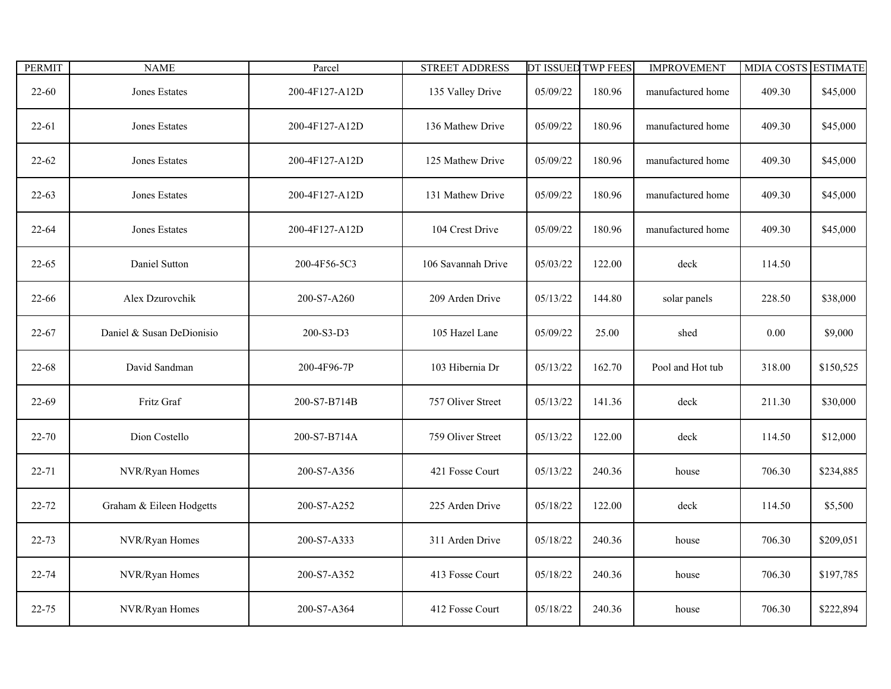| PERMIT | NAME | Parcel | STREET ADDRESS | DT ISSUED | TWP FEES | IMPROVEMENT | MDIA COSTS | ESTIMATE |
|---|---|---|---|---|---|---|---|---|
| 22-60 | Jones Estates | 200-4F127-A12D | 135 Valley Drive | 05/09/22 | 180.96 | manufactured home | 409.30 | $45,000 |
| 22-61 | Jones Estates | 200-4F127-A12D | 136 Mathew Drive | 05/09/22 | 180.96 | manufactured home | 409.30 | $45,000 |
| 22-62 | Jones Estates | 200-4F127-A12D | 125 Mathew Drive | 05/09/22 | 180.96 | manufactured home | 409.30 | $45,000 |
| 22-63 | Jones Estates | 200-4F127-A12D | 131 Mathew Drive | 05/09/22 | 180.96 | manufactured home | 409.30 | $45,000 |
| 22-64 | Jones Estates | 200-4F127-A12D | 104 Crest Drive | 05/09/22 | 180.96 | manufactured home | 409.30 | $45,000 |
| 22-65 | Daniel Sutton | 200-4F56-5C3 | 106 Savannah Drive | 05/03/22 | 122.00 | deck | 114.50 | |
| 22-66 | Alex Dzurovchik | 200-S7-A260 | 209 Arden Drive | 05/13/22 | 144.80 | solar panels | 228.50 | $38,000 |
| 22-67 | Daniel & Susan DeDionisio | 200-S3-D3 | 105 Hazel Lane | 05/09/22 | 25.00 | shed | 0.00 | $9,000 |
| 22-68 | David Sandman | 200-4F96-7P | 103 Hibernia Dr | 05/13/22 | 162.70 | Pool and Hot tub | 318.00 | $150,525 |
| 22-69 | Fritz Graf | 200-S7-B714B | 757 Oliver Street | 05/13/22 | 141.36 | deck | 211.30 | $30,000 |
| 22-70 | Dion Costello | 200-S7-B714A | 759 Oliver Street | 05/13/22 | 122.00 | deck | 114.50 | $12,000 |
| 22-71 | NVR/Ryan Homes | 200-S7-A356 | 421 Fosse Court | 05/13/22 | 240.36 | house | 706.30 | $234,885 |
| 22-72 | Graham & Eileen Hodgetts | 200-S7-A252 | 225 Arden Drive | 05/18/22 | 122.00 | deck | 114.50 | $5,500 |
| 22-73 | NVR/Ryan Homes | 200-S7-A333 | 311 Arden Drive | 05/18/22 | 240.36 | house | 706.30 | $209,051 |
| 22-74 | NVR/Ryan Homes | 200-S7-A352 | 413 Fosse Court | 05/18/22 | 240.36 | house | 706.30 | $197,785 |
| 22-75 | NVR/Ryan Homes | 200-S7-A364 | 412 Fosse Court | 05/18/22 | 240.36 | house | 706.30 | $222,894 |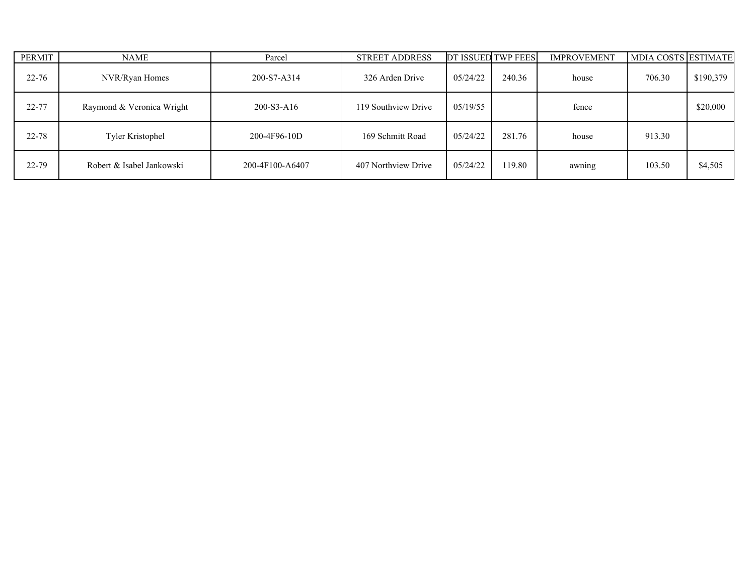| PERMIT | NAME | Parcel | STREET ADDRESS | DT ISSUED | TWP FEES | IMPROVEMENT | MDIA COSTS | ESTIMATE |
|---|---|---|---|---|---|---|---|---|
| 22-76 | NVR/Ryan Homes | 200-S7-A314 | 326 Arden Drive | 05/24/22 | 240.36 | house | 706.30 | $190,379 |
| 22-77 | Raymond & Veronica Wright | 200-S3-A16 | 119 Southview Drive | 05/19/55 | | fence | | $20,000 |
| 22-78 | Tyler Kristophel | 200-4F96-10D | 169 Schmitt Road | 05/24/22 | 281.76 | house | 913.30 | |
| 22-79 | Robert & Isabel Jankowski | 200-4F100-A6407 | 407 Northview Drive | 05/24/22 | 119.80 | awning | 103.50 | $4,505 |